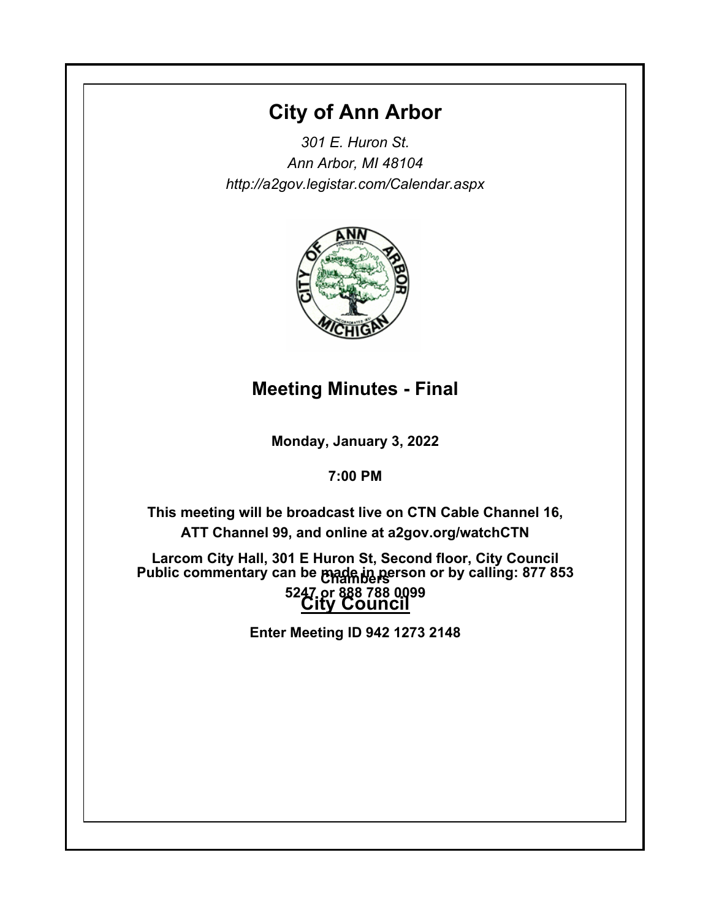# City of Ann Arbor

*301 E. Huron St.*
*Ann Arbor, MI 48104*
*http://a2gov.legistar.com/Calendar.aspx*

## Meeting Minutes - Final

**Monday, January 3, 2022**

**7:00 PM**

**This meeting will be broadcast live on CTN Cable Channel 16, ATT Channel 99, and online at a2gov.org/watchCTN**

**Larcom City Hall, 301 E Huron St, Second floor, City Council Chambers**

**Public commentary can be made in person or by calling: 877 853 5247 or 888 788 0099**

**Enter Meeting ID 942 1273 2148**

## City Council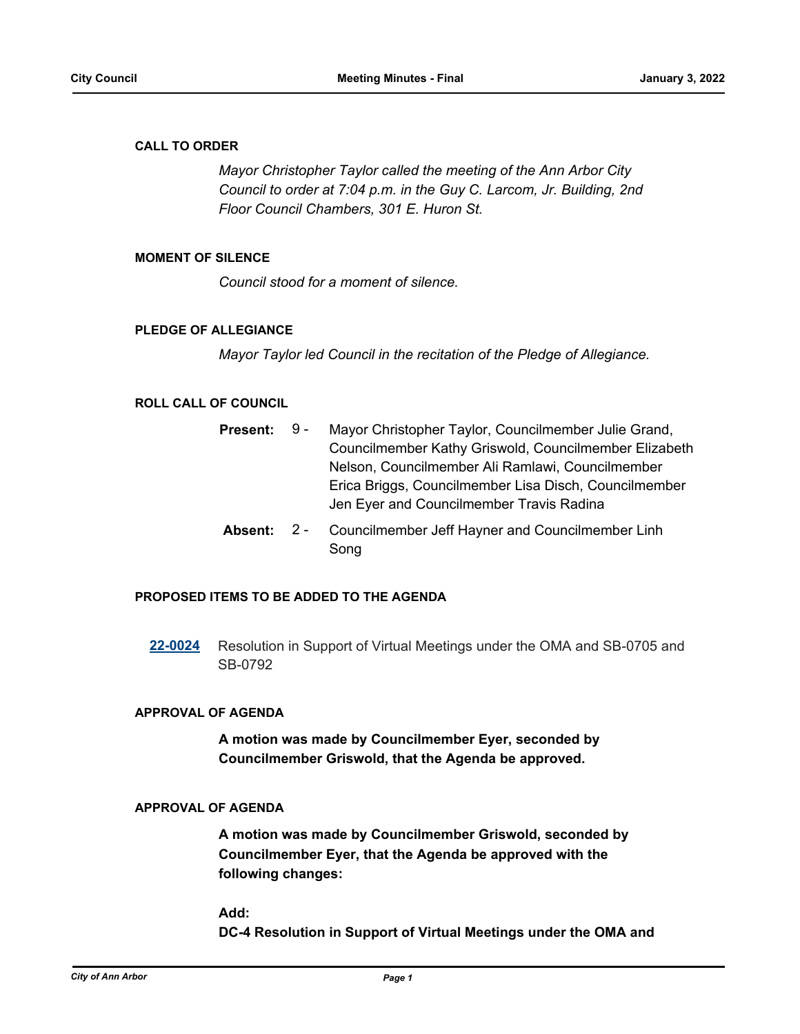## CALL TO ORDER

*Mayor Christopher Taylor called the meeting of the Ann Arbor City Council to order at 7:04 p.m. in the Guy C. Larcom, Jr. Building, 2nd Floor Council Chambers, 301 E. Huron St.*

## MOMENT OF SILENCE

*Council stood for a moment of silence.*

## PLEDGE OF ALLEGIANCE

*Mayor Taylor led Council in the recitation of the Pledge of Allegiance.*

## ROLL CALL OF COUNCIL

**Present:** 9 - Mayor Christopher Taylor, Councilmember Julie Grand, Councilmember Kathy Griswold, Councilmember Elizabeth Nelson, Councilmember Ali Ramlawi, Councilmember Erica Briggs, Councilmember Lisa Disch, Councilmember Jen Eyer and Councilmember Travis Radina

**Absent:** 2 - Councilmember Jeff Hayner and Councilmember Linh Song

## PROPOSED ITEMS TO BE ADDED TO THE AGENDA

**22-0024** Resolution in Support of Virtual Meetings under the OMA and SB-0705 and SB-0792

## APPROVAL OF AGENDA

**A motion was made by Councilmember Eyer, seconded by Councilmember Griswold, that the Agenda be approved.**

## APPROVAL OF AGENDA

**A motion was made by Councilmember Griswold, seconded by Councilmember Eyer, that the Agenda be approved with the following changes:**

**Add:**
**DC-4 Resolution in Support of Virtual Meetings under the OMA and**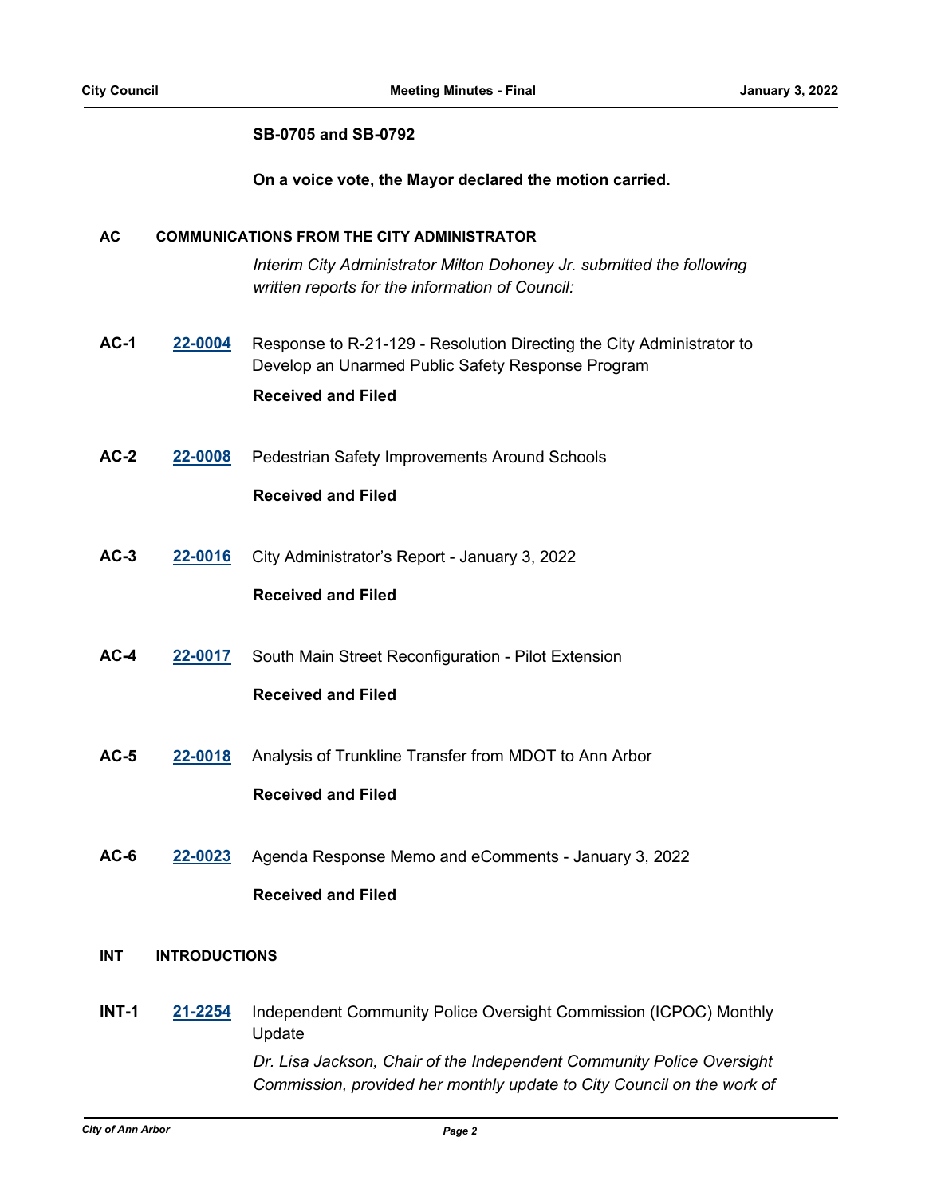**SB-0705 and SB-0792**

**On a voice vote, the Mayor declared the motion carried.**

## AC COMMUNICATIONS FROM THE CITY ADMINISTRATOR

*Interim City Administrator Milton Dohoney Jr. submitted the following written reports for the information of Council:*

**AC-1** **22-0004** Response to R-21-129 - Resolution Directing the City Administrator to Develop an Unarmed Public Safety Response Program

**Received and Filed**

**AC-2** **22-0008** Pedestrian Safety Improvements Around Schools

**Received and Filed**

**AC-3** **22-0016** City Administrator's Report - January 3, 2022

**Received and Filed**

**AC-4** **22-0017** South Main Street Reconfiguration - Pilot Extension

**Received and Filed**

**AC-5** **22-0018** Analysis of Trunkline Transfer from MDOT to Ann Arbor

**Received and Filed**

**AC-6** **22-0023** Agenda Response Memo and eComments - January 3, 2022

**Received and Filed**

## INT INTRODUCTIONS

**INT-1** **21-2254** Independent Community Police Oversight Commission (ICPOC) Monthly Update

*Dr. Lisa Jackson, Chair of the Independent Community Police Oversight Commission, provided her monthly update to City Council on the work of*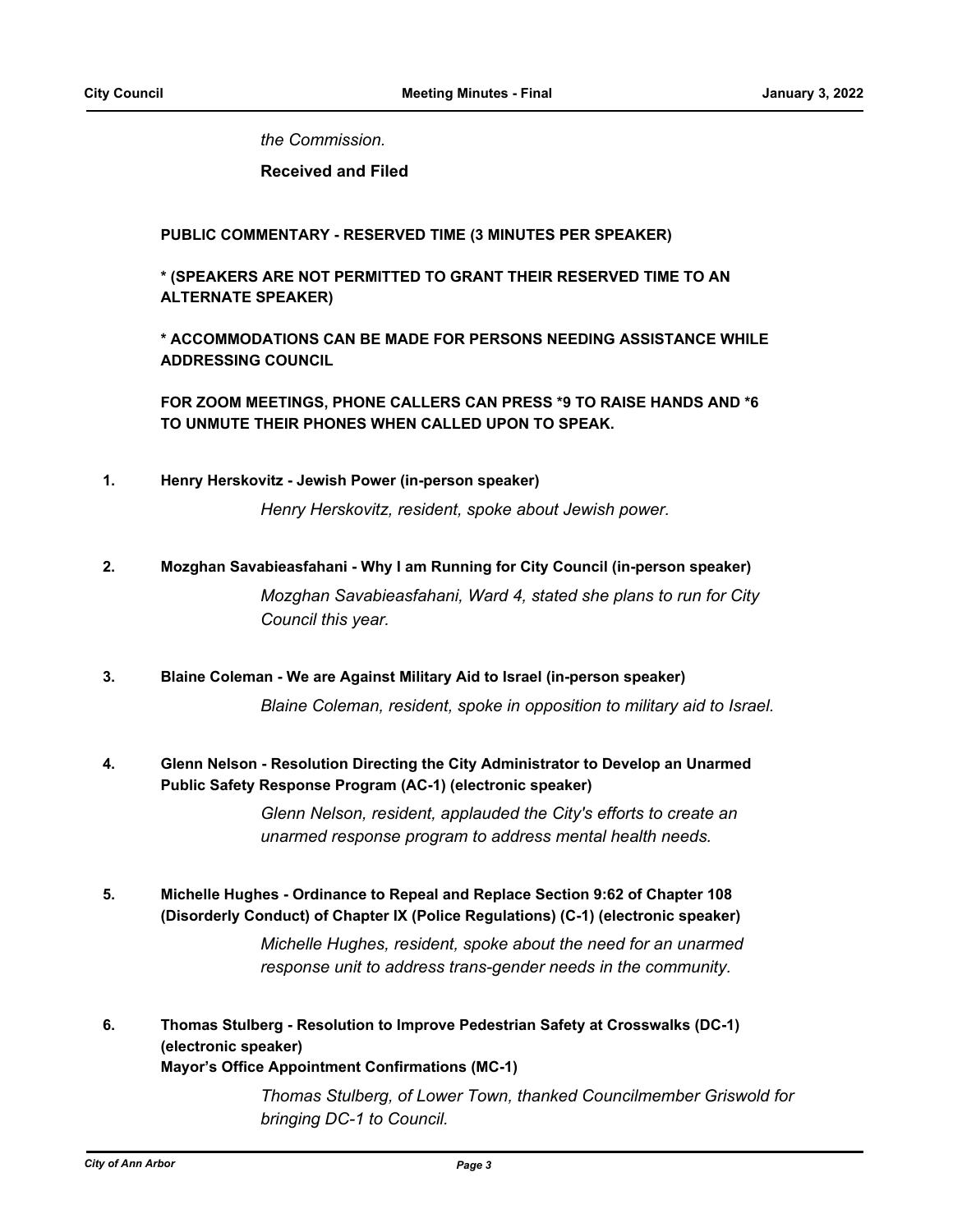*the Commission.*

**Received and Filed**

**PUBLIC COMMENTARY - RESERVED TIME (3 MINUTES PER SPEAKER)**

**\* (SPEAKERS ARE NOT PERMITTED TO GRANT THEIR RESERVED TIME TO AN ALTERNATE SPEAKER)**

**\* ACCOMMODATIONS CAN BE MADE FOR PERSONS NEEDING ASSISTANCE WHILE ADDRESSING COUNCIL**

**FOR ZOOM MEETINGS, PHONE CALLERS CAN PRESS \*9 TO RAISE HANDS AND \*6 TO UNMUTE THEIR PHONES WHEN CALLED UPON TO SPEAK.**

**1. Henry Herskovitz - Jewish Power (in-person speaker)**

*Henry Herskovitz, resident, spoke about Jewish power.*

**2. Mozghan Savabieasfahani - Why I am Running for City Council (in-person speaker)**

*Mozghan Savabieasfahani, Ward 4, stated she plans to run for City Council this year.*

**3. Blaine Coleman - We are Against Military Aid to Israel (in-person speaker)**

*Blaine Coleman, resident, spoke in opposition to military aid to Israel.*

**4. Glenn Nelson - Resolution Directing the City Administrator to Develop an Unarmed Public Safety Response Program (AC-1) (electronic speaker)**

*Glenn Nelson, resident, applauded the City's efforts to create an unarmed response program to address mental health needs.*

**5. Michelle Hughes - Ordinance to Repeal and Replace Section 9:62 of Chapter 108 (Disorderly Conduct) of Chapter IX (Police Regulations) (C-1) (electronic speaker)**

*Michelle Hughes, resident, spoke about the need for an unarmed response unit to address trans-gender needs in the community.*

**6. Thomas Stulberg - Resolution to Improve Pedestrian Safety at Crosswalks (DC-1) (electronic speaker)**
**Mayor's Office Appointment Confirmations (MC-1)**

*Thomas Stulberg, of Lower Town, thanked Councilmember Griswold for bringing DC-1 to Council.*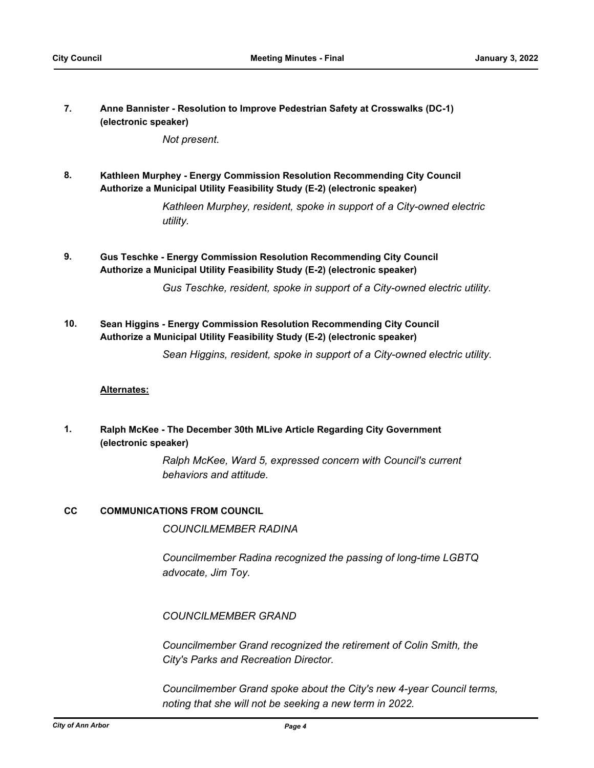**7. Anne Bannister - Resolution to Improve Pedestrian Safety at Crosswalks (DC-1) (electronic speaker)**

*Not present.*

**8. Kathleen Murphey - Energy Commission Resolution Recommending City Council Authorize a Municipal Utility Feasibility Study (E-2) (electronic speaker)**

*Kathleen Murphey, resident, spoke in support of a City-owned electric utility.*

**9. Gus Teschke - Energy Commission Resolution Recommending City Council Authorize a Municipal Utility Feasibility Study (E-2) (electronic speaker)**

*Gus Teschke, resident, spoke in support of a City-owned electric utility.*

**10. Sean Higgins - Energy Commission Resolution Recommending City Council Authorize a Municipal Utility Feasibility Study (E-2) (electronic speaker)**

*Sean Higgins, resident, spoke in support of a City-owned electric utility.*

**Alternates:**

**1. Ralph McKee - The December 30th MLive Article Regarding City Government (electronic speaker)**

*Ralph McKee, Ward 5, expressed concern with Council's current behaviors and attitude.*

## CC COMMUNICATIONS FROM COUNCIL

*COUNCILMEMBER RADINA*

*Councilmember Radina recognized the passing of long-time LGBTQ advocate, Jim Toy.*

*COUNCILMEMBER GRAND*

*Councilmember Grand recognized the retirement of Colin Smith, the City's Parks and Recreation Director.*

*Councilmember Grand spoke about the City's new 4-year Council terms, noting that she will not be seeking a new term in 2022.*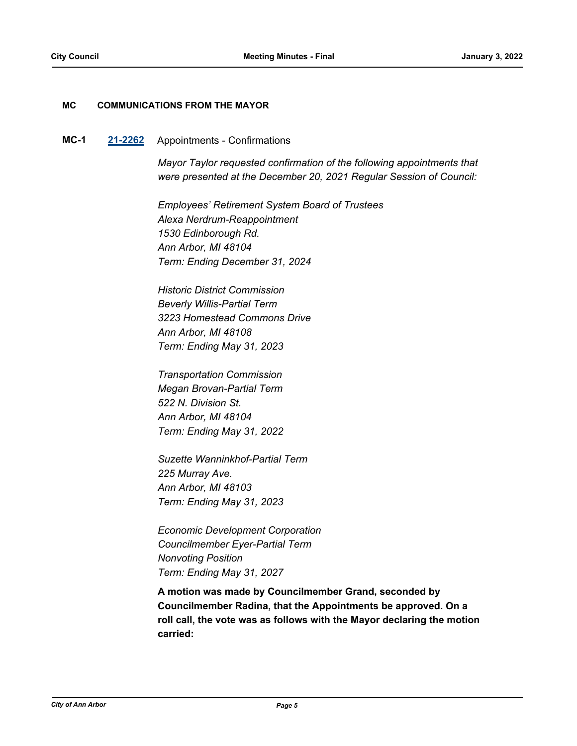**MC COMMUNICATIONS FROM THE MAYOR**

**MC-1** **21-2262** Appointments - Confirmations

*Mayor Taylor requested confirmation of the following appointments that were presented at the December 20, 2021 Regular Session of Council:*

*Employees' Retirement System Board of Trustees*
*Alexa Nerdrum-Reappointment*
*1530 Edinborough Rd.*
*Ann Arbor, MI 48104*
*Term: Ending December 31, 2024*

*Historic District Commission*
*Beverly Willis-Partial Term*
*3223 Homestead Commons Drive*
*Ann Arbor, MI 48108*
*Term: Ending May 31, 2023*

*Transportation Commission*
*Megan Brovan-Partial Term*
*522 N. Division St.*
*Ann Arbor, MI 48104*
*Term: Ending May 31, 2022*

*Suzette Wanninkhof-Partial Term*
*225 Murray Ave.*
*Ann Arbor, MI 48103*
*Term: Ending May 31, 2023*

*Economic Development Corporation*
*Councilmember Eyer-Partial Term*
*Nonvoting Position*
*Term: Ending May 31, 2027*

**A motion was made by Councilmember Grand, seconded by Councilmember Radina, that the Appointments be approved. On a roll call, the vote was as follows with the Mayor declaring the motion carried:**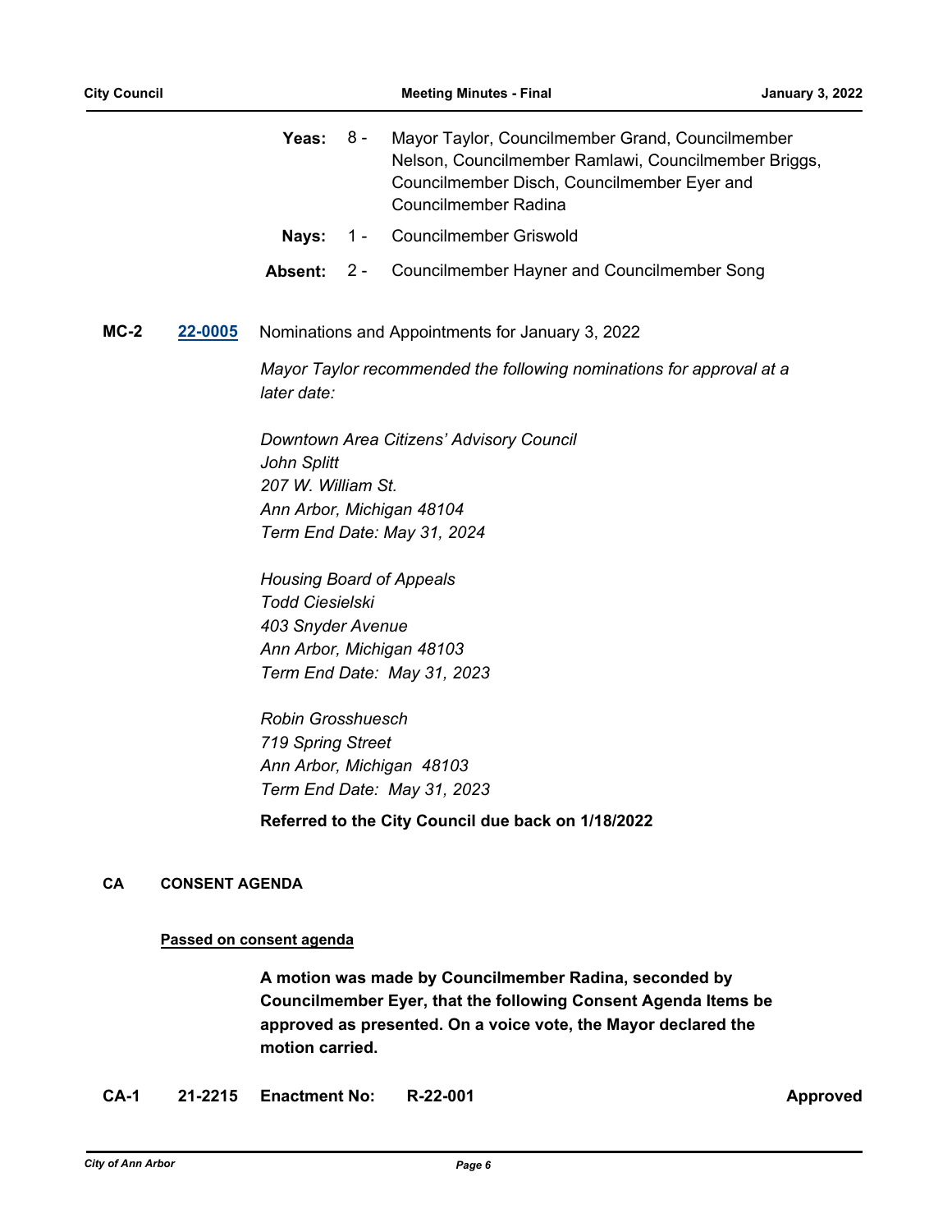**Yeas:** 8 - Mayor Taylor, Councilmember Grand, Councilmember Nelson, Councilmember Ramlawi, Councilmember Briggs, Councilmember Disch, Councilmember Eyer and Councilmember Radina

**Nays:** 1 - Councilmember Griswold

**Absent:** 2 - Councilmember Hayner and Councilmember Song

**MC-2** **22-0005** Nominations and Appointments for January 3, 2022

*Mayor Taylor recommended the following nominations for approval at a later date:*

*Downtown Area Citizens' Advisory Council*
*John Splitt*
*207 W. William St.*
*Ann Arbor, Michigan 48104*
*Term End Date: May 31, 2024*

*Housing Board of Appeals*
*Todd Ciesielski*
*403 Snyder Avenue*
*Ann Arbor, Michigan 48103*
*Term End Date: May 31, 2023*

*Robin Grosshuesch*
*719 Spring Street*
*Ann Arbor, Michigan 48103*
*Term End Date: May 31, 2023*

**Referred to the City Council due back on 1/18/2022**

## CA CONSENT AGENDA

**Passed on consent agenda**

**A motion was made by Councilmember Radina, seconded by Councilmember Eyer, that the following Consent Agenda Items be approved as presented. On a voice vote, the Mayor declared the motion carried.**

**CA-1** **21-2215** **Enactment No:** **R-22-001** **Approved**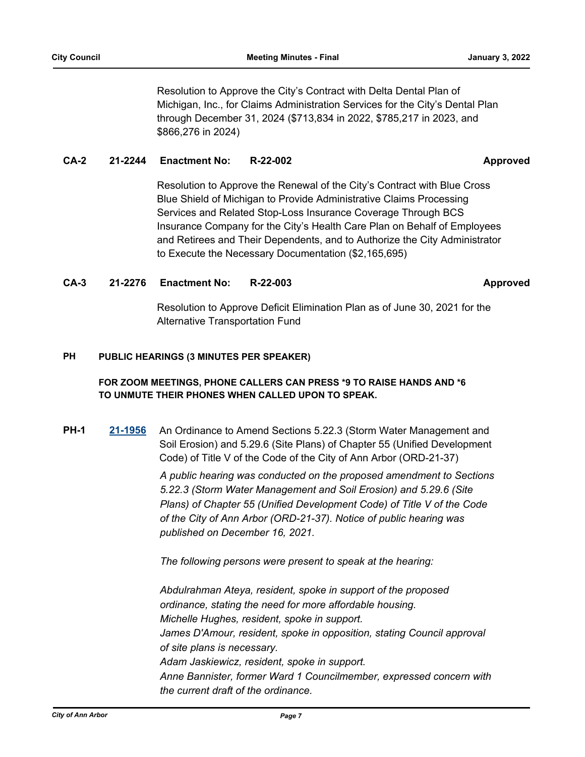Resolution to Approve the City's Contract with Delta Dental Plan of Michigan, Inc., for Claims Administration Services for the City's Dental Plan through December 31, 2024 ($713,834 in 2022, $785,217 in 2023, and $866,276 in 2024)

**CA-2 21-2244 Enactment No: R-22-002 Approved**

Resolution to Approve the Renewal of the City's Contract with Blue Cross Blue Shield of Michigan to Provide Administrative Claims Processing Services and Related Stop-Loss Insurance Coverage Through BCS Insurance Company for the City's Health Care Plan on Behalf of Employees and Retirees and Their Dependents, and to Authorize the City Administrator to Execute the Necessary Documentation ($2,165,695)

**CA-3 21-2276 Enactment No: R-22-003 Approved**

Resolution to Approve Deficit Elimination Plan as of June 30, 2021 for the Alternative Transportation Fund

## PH PUBLIC HEARINGS (3 MINUTES PER SPEAKER)

**FOR ZOOM MEETINGS, PHONE CALLERS CAN PRESS *9 TO RAISE HANDS AND *6 TO UNMUTE THEIR PHONES WHEN CALLED UPON TO SPEAK.**

**PH-1** **21-1956** An Ordinance to Amend Sections 5.22.3 (Storm Water Management and Soil Erosion) and 5.29.6 (Site Plans) of Chapter 55 (Unified Development Code) of Title V of the Code of the City of Ann Arbor (ORD-21-37)

*A public hearing was conducted on the proposed amendment to Sections 5.22.3 (Storm Water Management and Soil Erosion) and 5.29.6 (Site Plans) of Chapter 55 (Unified Development Code) of Title V of the Code of the City of Ann Arbor (ORD-21-37). Notice of public hearing was published on December 16, 2021.*

*The following persons were present to speak at the hearing:*

*Abdulrahman Ateya, resident, spoke in support of the proposed ordinance, stating the need for more affordable housing.*
*Michelle Hughes, resident, spoke in support.*
*James D'Amour, resident, spoke in opposition, stating Council approval of site plans is necessary.*
*Adam Jaskiewicz, resident, spoke in support.*
*Anne Bannister, former Ward 1 Councilmember, expressed concern with the current draft of the ordinance.*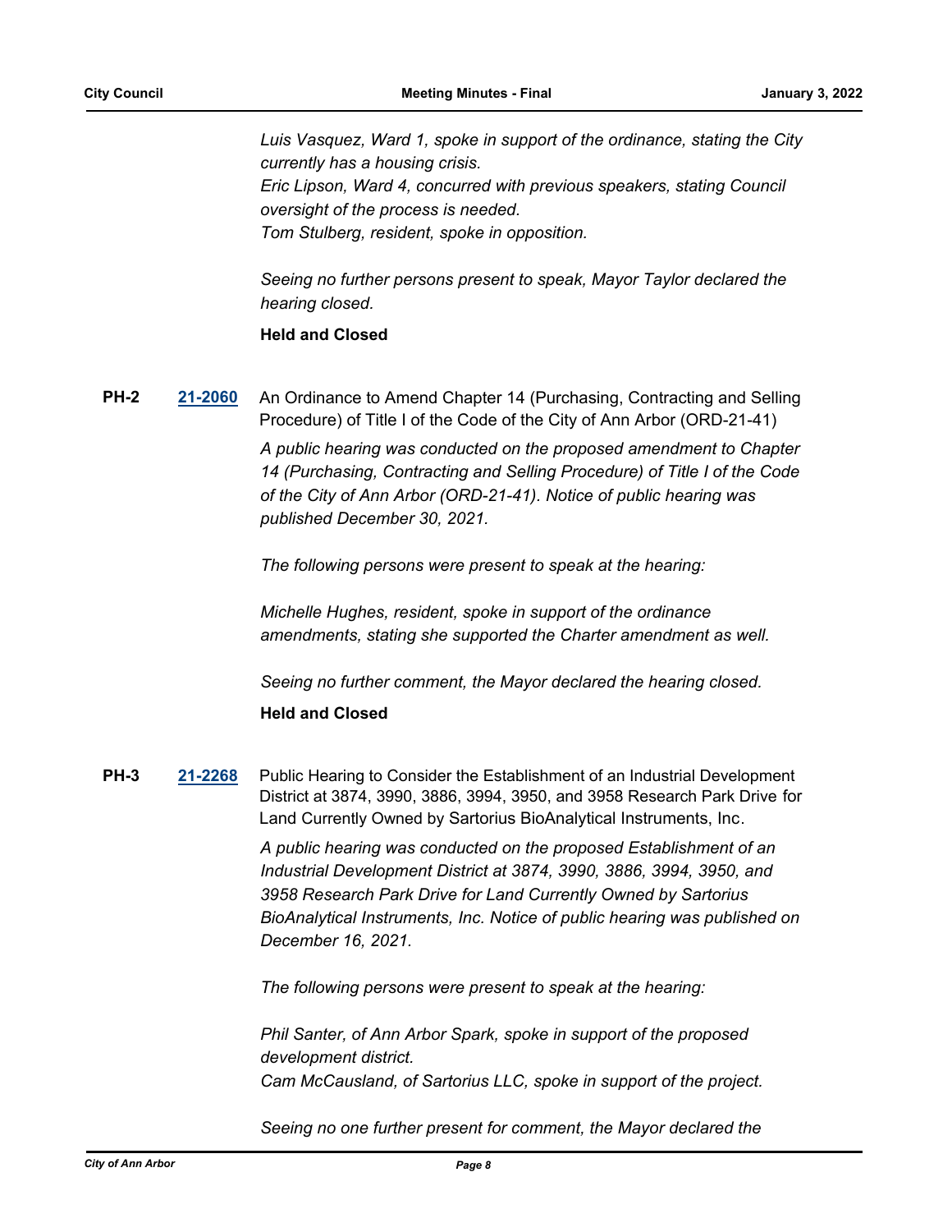*Luis Vasquez, Ward 1, spoke in support of the ordinance, stating the City currently has a housing crisis.*
*Eric Lipson, Ward 4, concurred with previous speakers, stating Council oversight of the process is needed.*
*Tom Stulberg, resident, spoke in opposition.*

*Seeing no further persons present to speak, Mayor Taylor declared the hearing closed.*

**Held and Closed**

**PH-2** **21-2060** An Ordinance to Amend Chapter 14 (Purchasing, Contracting and Selling Procedure) of Title I of the Code of the City of Ann Arbor (ORD-21-41)

*A public hearing was conducted on the proposed amendment to Chapter 14 (Purchasing, Contracting and Selling Procedure) of Title I of the Code of the City of Ann Arbor (ORD-21-41). Notice of public hearing was published December 30, 2021.*

*The following persons were present to speak at the hearing:*

*Michelle Hughes, resident, spoke in support of the ordinance amendments, stating she supported the Charter amendment as well.*

*Seeing no further comment, the Mayor declared the hearing closed.*

**Held and Closed**

**PH-3** **21-2268** Public Hearing to Consider the Establishment of an Industrial Development District at 3874, 3990, 3886, 3994, 3950, and 3958 Research Park Drive for Land Currently Owned by Sartorius BioAnalytical Instruments, Inc.

*A public hearing was conducted on the proposed Establishment of an Industrial Development District at 3874, 3990, 3886, 3994, 3950, and 3958 Research Park Drive for Land Currently Owned by Sartorius BioAnalytical Instruments, Inc. Notice of public hearing was published on December 16, 2021.*

*The following persons were present to speak at the hearing:*

*Phil Santer, of Ann Arbor Spark, spoke in support of the proposed development district.*
*Cam McCausland, of Sartorius LLC, spoke in support of the project.*

*Seeing no one further present for comment, the Mayor declared the*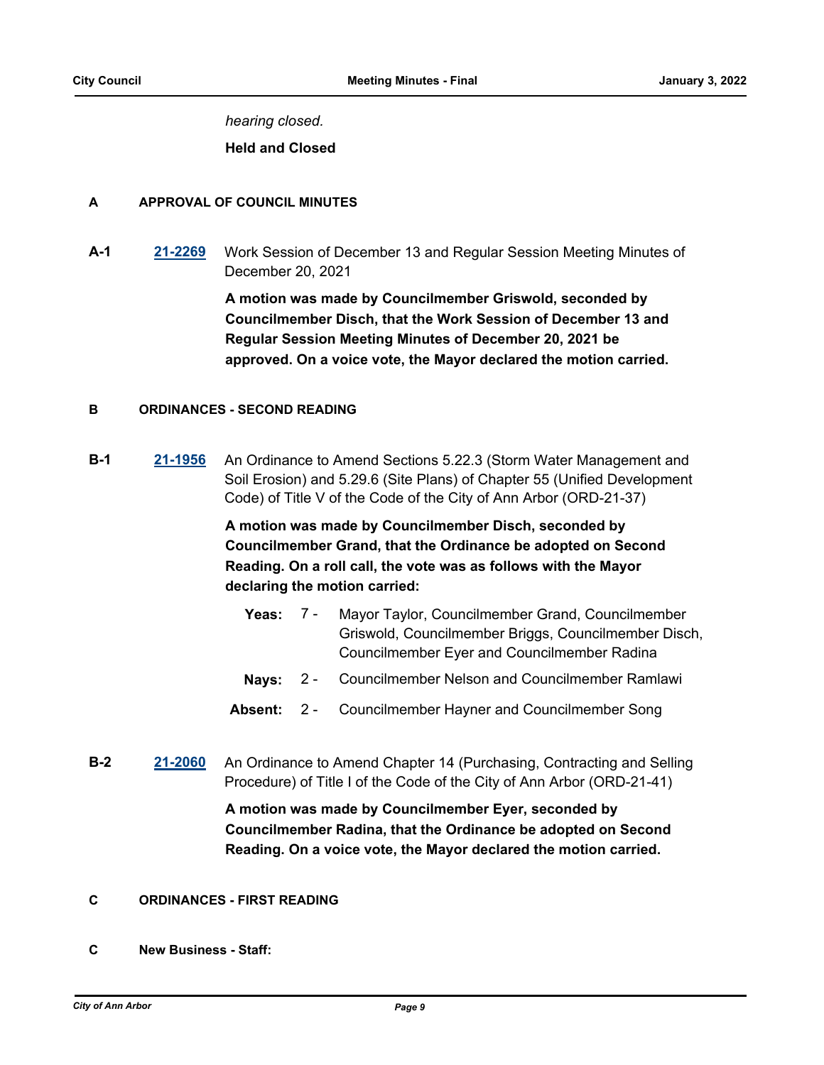*hearing closed.*

**Held and Closed**

## A APPROVAL OF COUNCIL MINUTES

**A-1** **21-2269** Work Session of December 13 and Regular Session Meeting Minutes of December 20, 2021

**A motion was made by Councilmember Griswold, seconded by Councilmember Disch, that the Work Session of December 13 and Regular Session Meeting Minutes of December 20, 2021 be approved. On a voice vote, the Mayor declared the motion carried.**

## B ORDINANCES - SECOND READING

**B-1** **21-1956** An Ordinance to Amend Sections 5.22.3 (Storm Water Management and Soil Erosion) and 5.29.6 (Site Plans) of Chapter 55 (Unified Development Code) of Title V of the Code of the City of Ann Arbor (ORD-21-37)

**A motion was made by Councilmember Disch, seconded by Councilmember Grand, that the Ordinance be adopted on Second Reading. On a roll call, the vote was as follows with the Mayor declaring the motion carried:**

**Yeas:** 7 - Mayor Taylor, Councilmember Grand, Councilmember Griswold, Councilmember Briggs, Councilmember Disch, Councilmember Eyer and Councilmember Radina

**Nays:** 2 - Councilmember Nelson and Councilmember Ramlawi

**Absent:** 2 - Councilmember Hayner and Councilmember Song

**B-2** **21-2060** An Ordinance to Amend Chapter 14 (Purchasing, Contracting and Selling Procedure) of Title I of the Code of the City of Ann Arbor (ORD-21-41)

**A motion was made by Councilmember Eyer, seconded by Councilmember Radina, that the Ordinance be adopted on Second Reading. On a voice vote, the Mayor declared the motion carried.**

## C ORDINANCES - FIRST READING

## C New Business - Staff: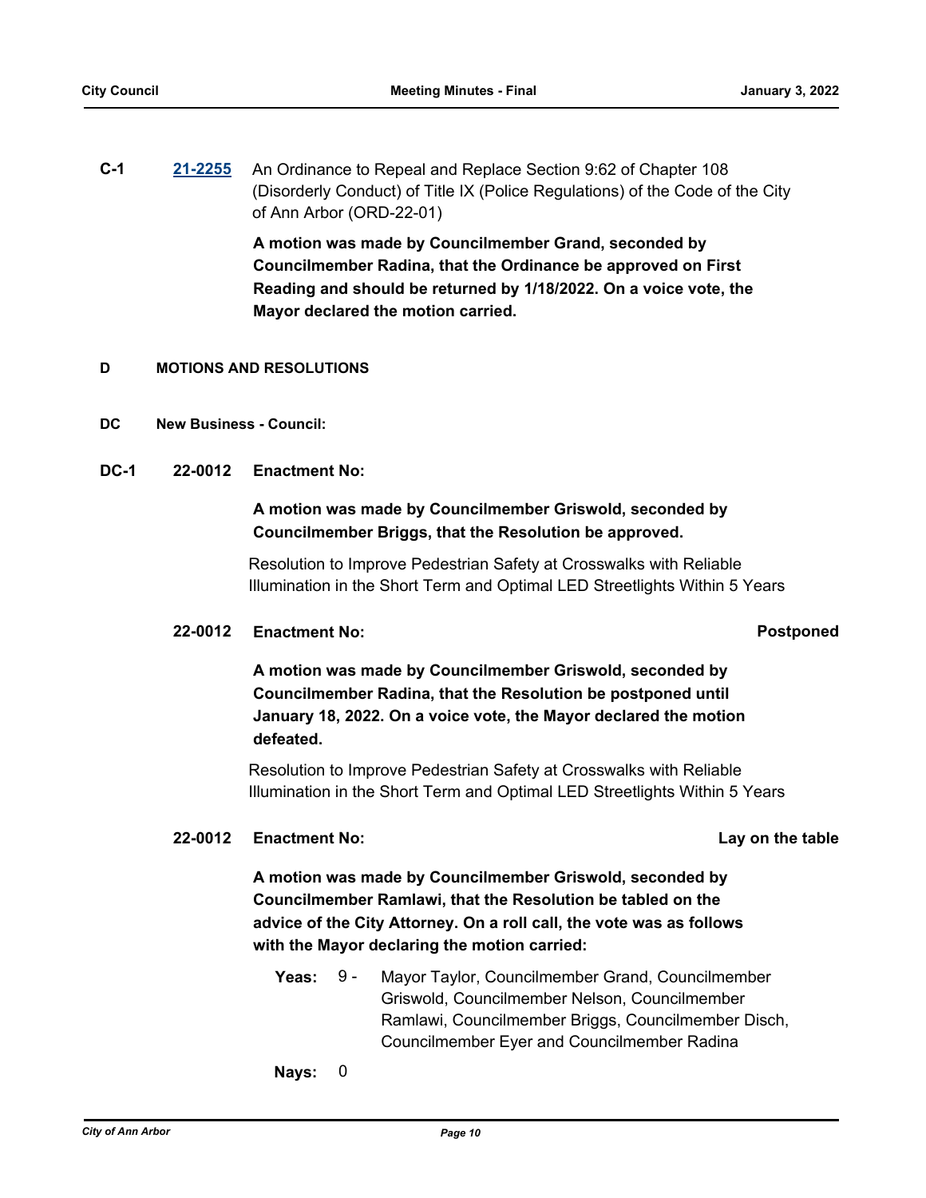**C-1** [21-2255] An Ordinance to Repeal and Replace Section 9:62 of Chapter 108 (Disorderly Conduct) of Title IX (Police Regulations) of the Code of the City of Ann Arbor (ORD-22-01)

**A motion was made by Councilmember Grand, seconded by Councilmember Radina, that the Ordinance be approved on First Reading and should be returned by 1/18/2022. On a voice vote, the Mayor declared the motion carried.**

## D MOTIONS AND RESOLUTIONS

### DC New Business - Council:

**DC-1 22-0012 Enactment No:**

**A motion was made by Councilmember Griswold, seconded by Councilmember Briggs, that the Resolution be approved.**

Resolution to Improve Pedestrian Safety at Crosswalks with Reliable Illumination in the Short Term and Optimal LED Streetlights Within 5 Years

**22-0012 Enactment No:** **Postponed**

**A motion was made by Councilmember Griswold, seconded by Councilmember Radina, that the Resolution be postponed until January 18, 2022. On a voice vote, the Mayor declared the motion defeated.**

Resolution to Improve Pedestrian Safety at Crosswalks with Reliable Illumination in the Short Term and Optimal LED Streetlights Within 5 Years

**22-0012 Enactment No:** **Lay on the table**

**A motion was made by Councilmember Griswold, seconded by Councilmember Ramlawi, that the Resolution be tabled on the advice of the City Attorney. On a roll call, the vote was as follows with the Mayor declaring the motion carried:**

**Yeas:** 9 - Mayor Taylor, Councilmember Grand, Councilmember Griswold, Councilmember Nelson, Councilmember Ramlawi, Councilmember Briggs, Councilmember Disch, Councilmember Eyer and Councilmember Radina

**Nays:** 0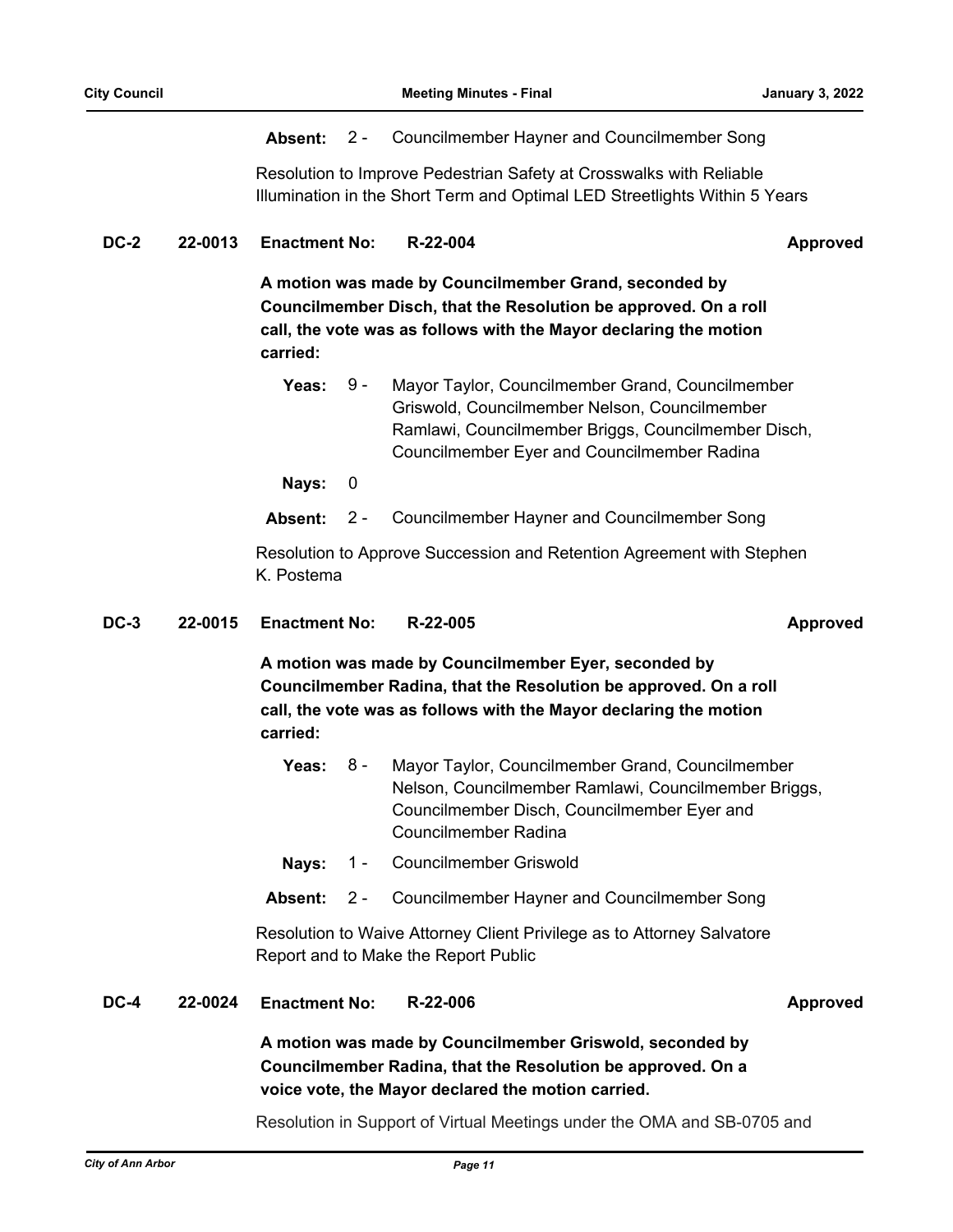**Absent:** 2 - Councilmember Hayner and Councilmember Song

Resolution to Improve Pedestrian Safety at Crosswalks with Reliable Illumination in the Short Term and Optimal LED Streetlights Within 5 Years

**DC-2** **22-0013** **Enactment No:** **R-22-004** **Approved**

**A motion was made by Councilmember Grand, seconded by Councilmember Disch, that the Resolution be approved. On a roll call, the vote was as follows with the Mayor declaring the motion carried:**

**Yeas:** 9 - Mayor Taylor, Councilmember Grand, Councilmember Griswold, Councilmember Nelson, Councilmember Ramlawi, Councilmember Briggs, Councilmember Disch, Councilmember Eyer and Councilmember Radina

**Nays:** 0

**Absent:** 2 - Councilmember Hayner and Councilmember Song

Resolution to Approve Succession and Retention Agreement with Stephen K. Postema

**DC-3** **22-0015** **Enactment No:** **R-22-005** **Approved**

**A motion was made by Councilmember Eyer, seconded by Councilmember Radina, that the Resolution be approved. On a roll call, the vote was as follows with the Mayor declaring the motion carried:**

**Yeas:** 8 - Mayor Taylor, Councilmember Grand, Councilmember Nelson, Councilmember Ramlawi, Councilmember Briggs, Councilmember Disch, Councilmember Eyer and Councilmember Radina

**Nays:** 1 - Councilmember Griswold

**Absent:** 2 - Councilmember Hayner and Councilmember Song

Resolution to Waive Attorney Client Privilege as to Attorney Salvatore Report and to Make the Report Public

**DC-4** **22-0024** **Enactment No:** **R-22-006** **Approved**

**A motion was made by Councilmember Griswold, seconded by Councilmember Radina, that the Resolution be approved. On a voice vote, the Mayor declared the motion carried.**

Resolution in Support of Virtual Meetings under the OMA and SB-0705 and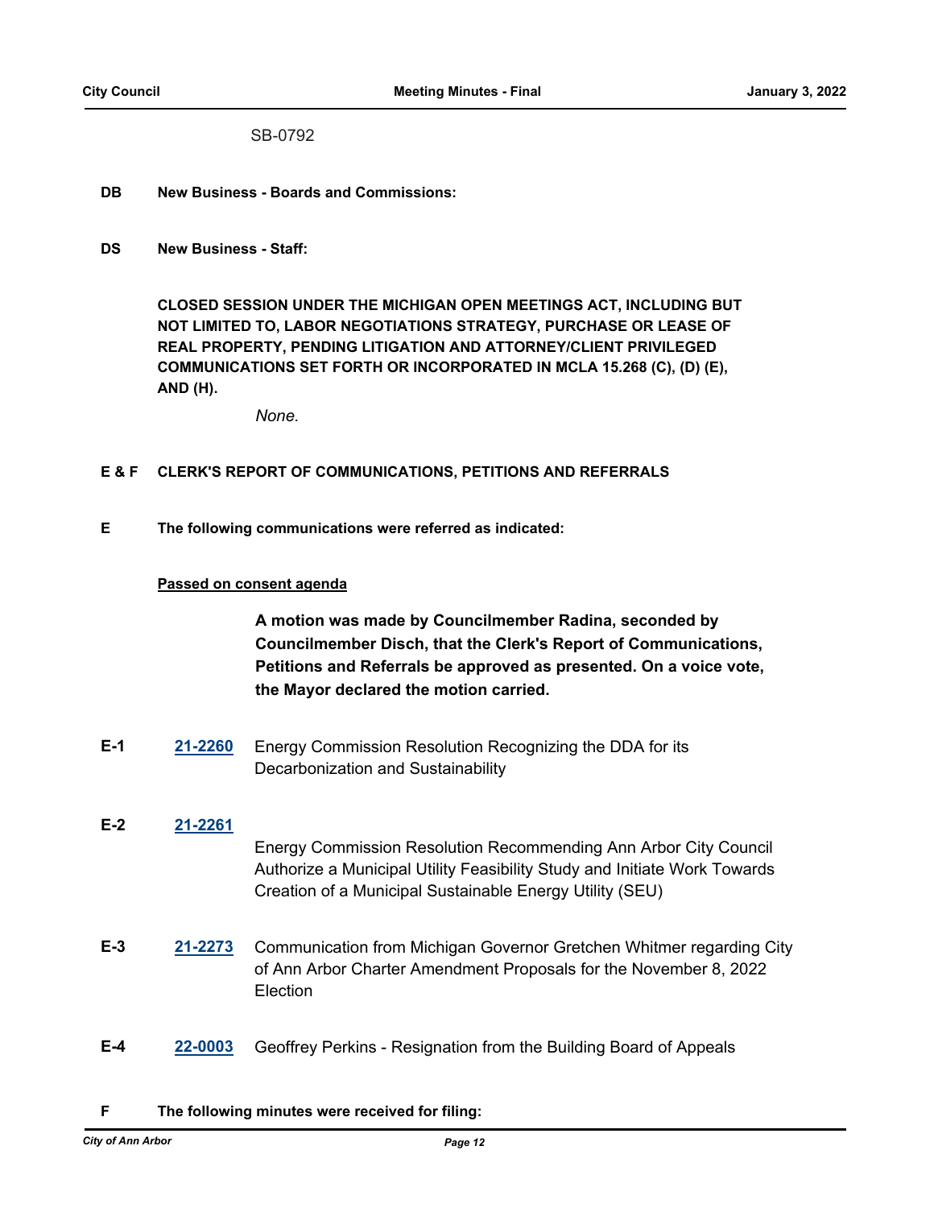SB-0792

**DB New Business - Boards and Commissions:**

**DS New Business - Staff:**

**CLOSED SESSION UNDER THE MICHIGAN OPEN MEETINGS ACT, INCLUDING BUT NOT LIMITED TO, LABOR NEGOTIATIONS STRATEGY, PURCHASE OR LEASE OF REAL PROPERTY, PENDING LITIGATION AND ATTORNEY/CLIENT PRIVILEGED COMMUNICATIONS SET FORTH OR INCORPORATED IN MCLA 15.268 (C), (D) (E), AND (H).**

*None.*

**E & F CLERK'S REPORT OF COMMUNICATIONS, PETITIONS AND REFERRALS**

**E The following communications were referred as indicated:**

**Passed on consent agenda**

**A motion was made by Councilmember Radina, seconded by Councilmember Disch, that the Clerk's Report of Communications, Petitions and Referrals be approved as presented. On a voice vote, the Mayor declared the motion carried.**

**E-1** **21-2260** Energy Commission Resolution Recognizing the DDA for its Decarbonization and Sustainability

**E-2** **21-2261** Energy Commission Resolution Recommending Ann Arbor City Council Authorize a Municipal Utility Feasibility Study and Initiate Work Towards Creation of a Municipal Sustainable Energy Utility (SEU)

**E-3** **21-2273** Communication from Michigan Governor Gretchen Whitmer regarding City of Ann Arbor Charter Amendment Proposals for the November 8, 2022 Election

**E-4** **22-0003** Geoffrey Perkins - Resignation from the Building Board of Appeals

**F The following minutes were received for filing:**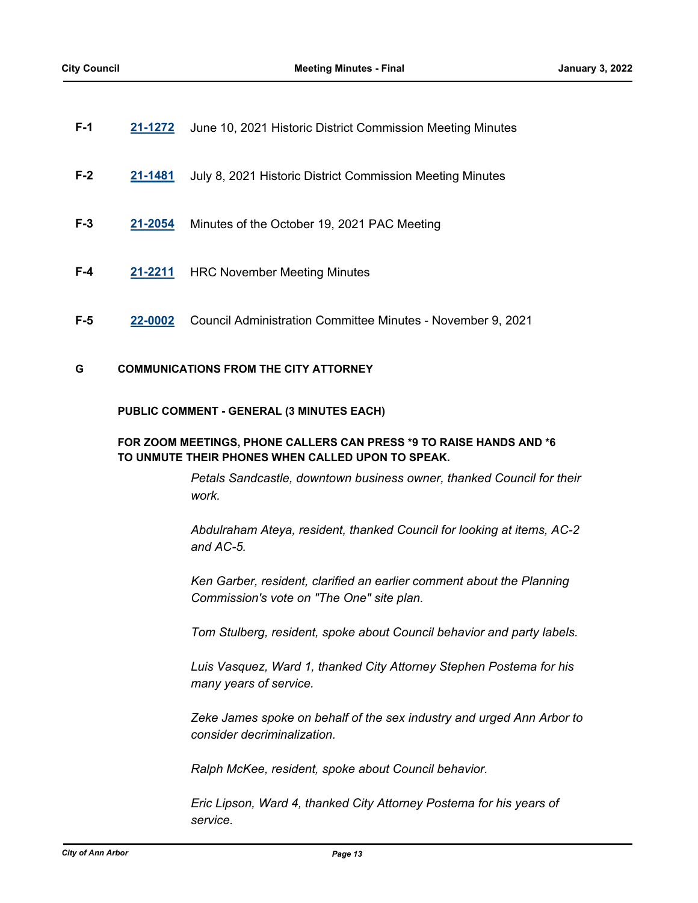**F-1** **21-1272** June 10, 2021 Historic District Commission Meeting Minutes

**F-2** **21-1481** July 8, 2021 Historic District Commission Meeting Minutes

**F-3** **21-2054** Minutes of the October 19, 2021 PAC Meeting

**F-4** **21-2211** HRC November Meeting Minutes

**F-5** **22-0002** Council Administration Committee Minutes - November 9, 2021

## G COMMUNICATIONS FROM THE CITY ATTORNEY

### PUBLIC COMMENT - GENERAL (3 MINUTES EACH)

**FOR ZOOM MEETINGS, PHONE CALLERS CAN PRESS *9 TO RAISE HANDS AND *6 TO UNMUTE THEIR PHONES WHEN CALLED UPON TO SPEAK.**

*Petals Sandcastle, downtown business owner, thanked Council for their work.*

*Abdulraham Ateya, resident, thanked Council for looking at items, AC-2 and AC-5.*

*Ken Garber, resident, clarified an earlier comment about the Planning Commission's vote on "The One" site plan.*

*Tom Stulberg, resident, spoke about Council behavior and party labels.*

*Luis Vasquez, Ward 1, thanked City Attorney Stephen Postema for his many years of service.*

*Zeke James spoke on behalf of the sex industry and urged Ann Arbor to consider decriminalization.*

*Ralph McKee, resident, spoke about Council behavior.*

*Eric Lipson, Ward 4, thanked City Attorney Postema for his years of service.*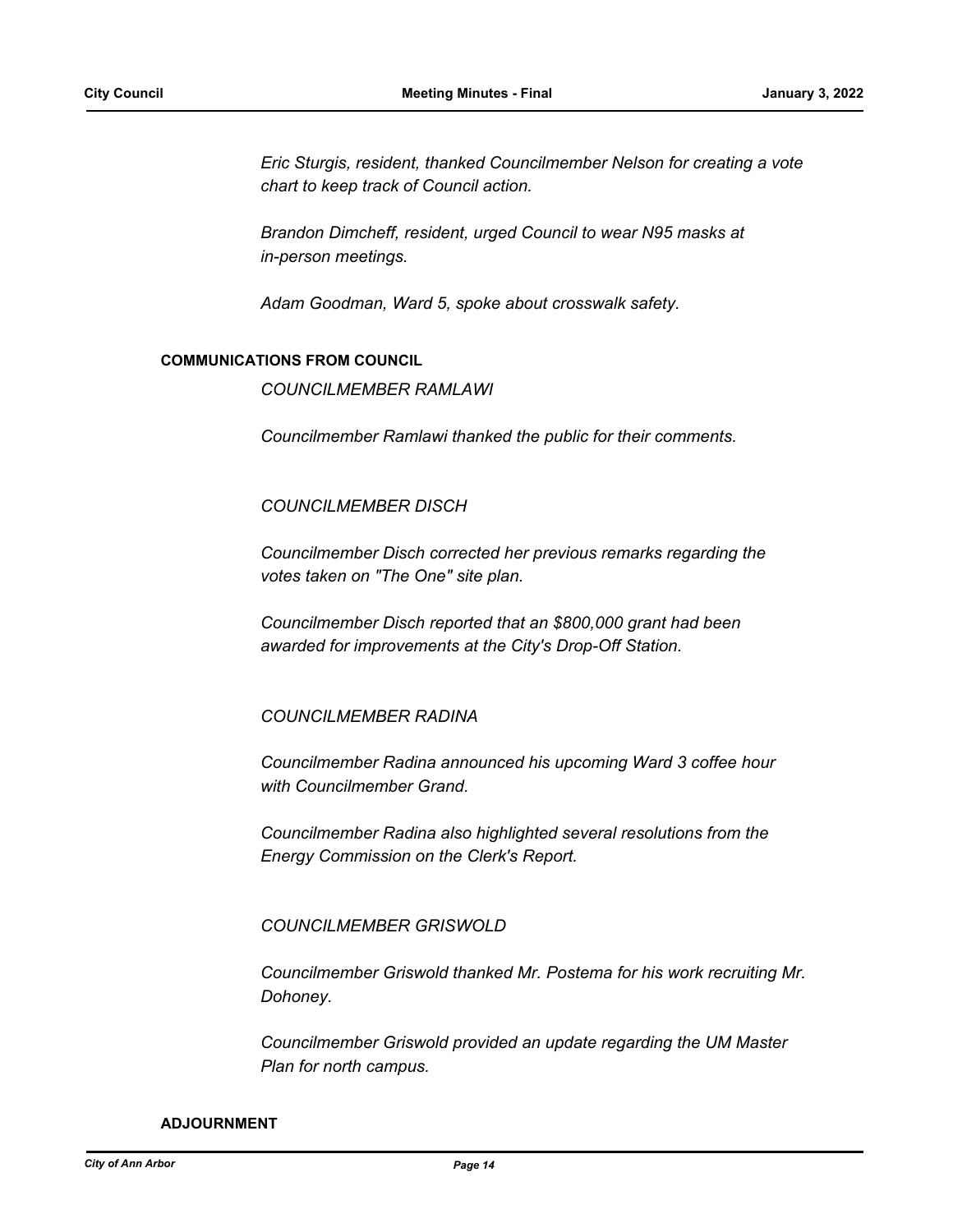*Eric Sturgis, resident, thanked Councilmember Nelson for creating a vote chart to keep track of Council action.*

*Brandon Dimcheff, resident, urged Council to wear N95 masks at in-person meetings.*

*Adam Goodman, Ward 5, spoke about crosswalk safety.*

## COMMUNICATIONS FROM COUNCIL

*COUNCILMEMBER RAMLAWI*

*Councilmember Ramlawi thanked the public for their comments.*

*COUNCILMEMBER DISCH*

*Councilmember Disch corrected her previous remarks regarding the votes taken on "The One" site plan.*

*Councilmember Disch reported that an $800,000 grant had been awarded for improvements at the City's Drop-Off Station.*

*COUNCILMEMBER RADINA*

*Councilmember Radina announced his upcoming Ward 3 coffee hour with Councilmember Grand.*

*Councilmember Radina also highlighted several resolutions from the Energy Commission on the Clerk's Report.*

*COUNCILMEMBER GRISWOLD*

*Councilmember Griswold thanked Mr. Postema for his work recruiting Mr. Dohoney.*

*Councilmember Griswold provided an update regarding the UM Master Plan for north campus.*

## ADJOURNMENT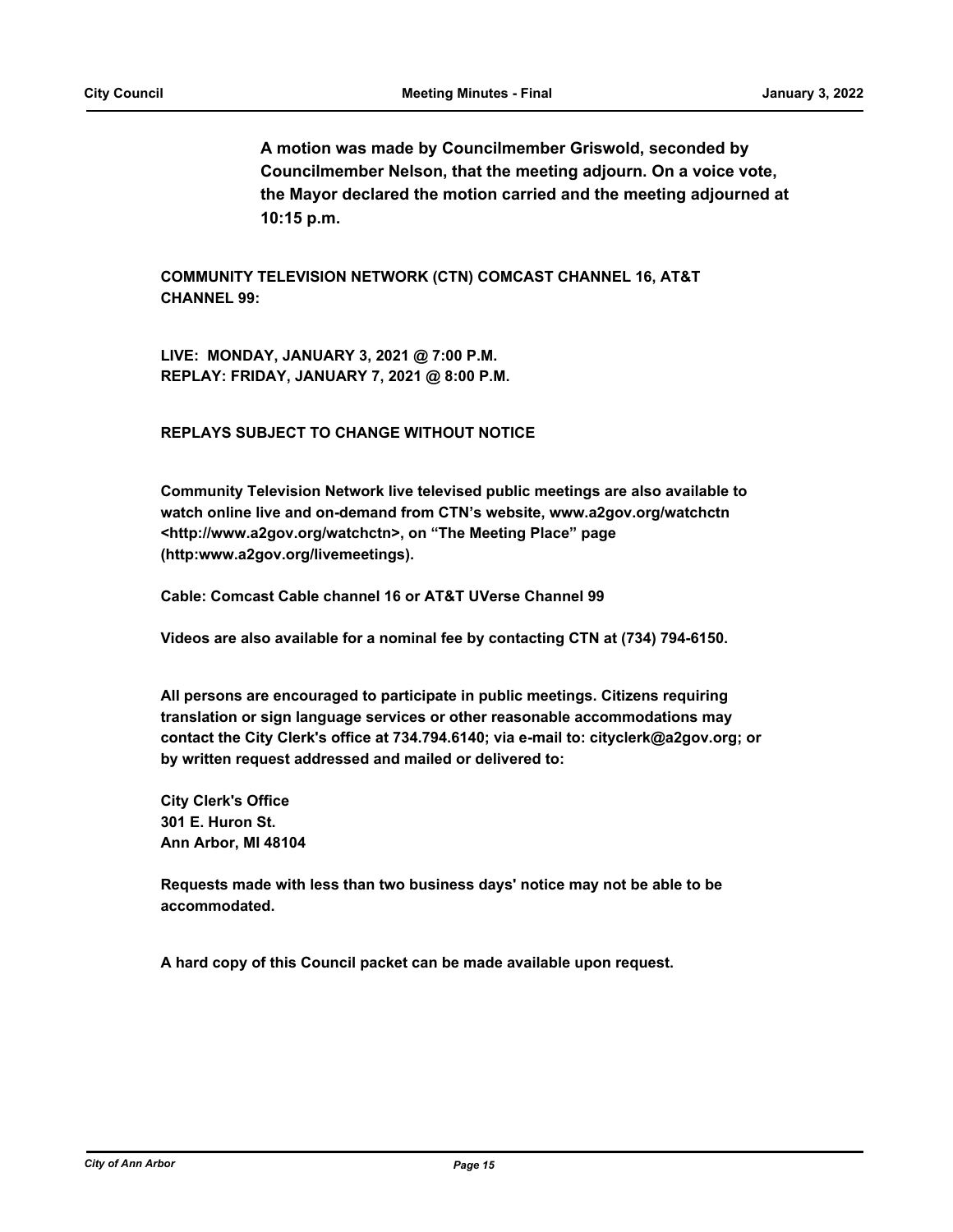**A motion was made by Councilmember Griswold, seconded by Councilmember Nelson, that the meeting adjourn. On a voice vote, the Mayor declared the motion carried and the meeting adjourned at 10:15 p.m.**

**COMMUNITY TELEVISION NETWORK (CTN) COMCAST CHANNEL 16, AT&T CHANNEL 99:**

**LIVE: MONDAY, JANUARY 3, 2021 @ 7:00 P.M.**
**REPLAY: FRIDAY, JANUARY 7, 2021 @ 8:00 P.M.**

**REPLAYS SUBJECT TO CHANGE WITHOUT NOTICE**

**Community Television Network live televised public meetings are also available to watch online live and on-demand from CTN's website, www.a2gov.org/watchctn <http://www.a2gov.org/watchctn>, on "The Meeting Place" page (http:www.a2gov.org/livemeetings).**

**Cable: Comcast Cable channel 16 or AT&T UVerse Channel 99**

**Videos are also available for a nominal fee by contacting CTN at (734) 794-6150.**

**All persons are encouraged to participate in public meetings. Citizens requiring translation or sign language services or other reasonable accommodations may contact the City Clerk's office at 734.794.6140; via e-mail to: cityclerk@a2gov.org; or by written request addressed and mailed or delivered to:**

**City Clerk's Office**
**301 E. Huron St.**
**Ann Arbor, MI 48104**

**Requests made with less than two business days' notice may not be able to be accommodated.**

**A hard copy of this Council packet can be made available upon request.**